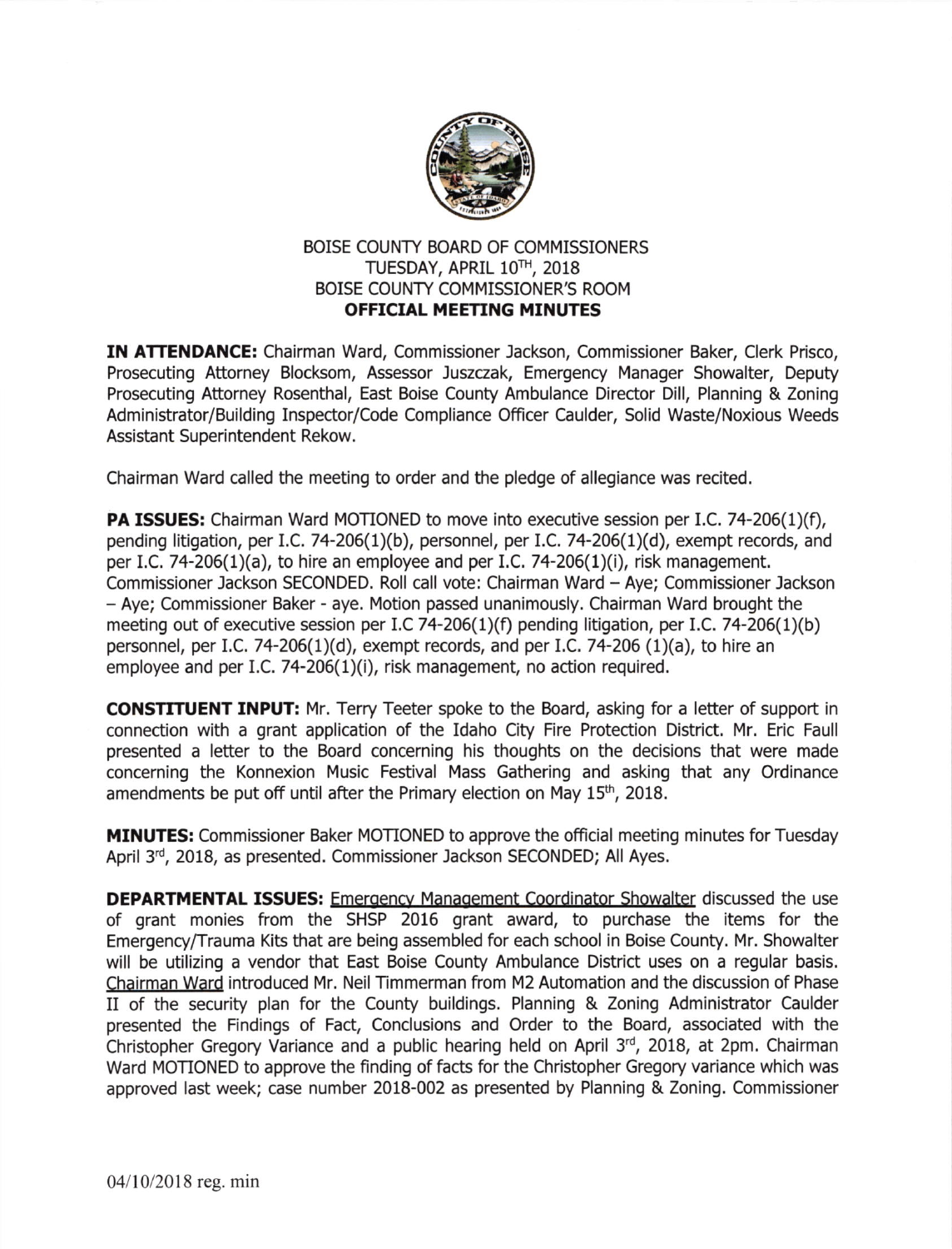BOISE COUNTY BOARD OF COMMISSIONERS
TUESDAY, APRIL 10TH, 2018
BOISE COUNTY COMMISSIONER'S ROOM
**OFFICIAL MEETING MINUTES**

**IN ATTENDANCE:** Chairman Ward, Commissioner Jackson, Commissioner Baker, Clerk Prisco, Prosecuting Attorney Blocksom, Assessor Juszczak, Emergency Manager Showalter, Deputy Prosecuting Attorney Rosenthal, East Boise County Ambulance Director Dill, Planning & Zoning Administrator/Building Inspector/Code Compliance Officer Caulder, Solid Waste/Noxious Weeds Assistant Superintendent Rekow.

Chairman Ward called the meeting to order and the pledge of allegiance was recited.

**PA ISSUES:** Chairman Ward MOTIONED to move into executive session per I.C. 74-206(1)(f), pending litigation, per I.C. 74-206(1)(b), personnel, per I.C. 74-206(1)(d), exempt records, and per I.C. 74-206(1)(a), to hire an employee and per I.C. 74-206(1)(i), risk management. Commissioner Jackson SECONDED. Roll call vote: Chairman Ward – Aye; Commissioner Jackson – Aye; Commissioner Baker - aye. Motion passed unanimously. Chairman Ward brought the meeting out of executive session per I.C 74-206(1)(f) pending litigation, per I.C. 74-206(1)(b) personnel, per I.C. 74-206(1)(d), exempt records, and per I.C. 74-206 (1)(a), to hire an employee and per I.C. 74-206(1)(i), risk management, no action required.

**CONSTITUENT INPUT:** Mr. Terry Teeter spoke to the Board, asking for a letter of support in connection with a grant application of the Idaho City Fire Protection District. Mr. Eric Faull presented a letter to the Board concerning his thoughts on the decisions that were made concerning the Konnexion Music Festival Mass Gathering and asking that any Ordinance amendments be put off until after the Primary election on May 15th, 2018.

**MINUTES:** Commissioner Baker MOTIONED to approve the official meeting minutes for Tuesday April 3rd, 2018, as presented. Commissioner Jackson SECONDED; All Ayes.

**DEPARTMENTAL ISSUES:** Emergency Management Coordinator Showalter discussed the use of grant monies from the SHSP 2016 grant award, to purchase the items for the Emergency/Trauma Kits that are being assembled for each school in Boise County. Mr. Showalter will be utilizing a vendor that East Boise County Ambulance District uses on a regular basis. Chairman Ward introduced Mr. Neil Timmerman from M2 Automation and the discussion of Phase II of the security plan for the County buildings. Planning & Zoning Administrator Caulder presented the Findings of Fact, Conclusions and Order to the Board, associated with the Christopher Gregory Variance and a public hearing held on April 3rd, 2018, at 2pm. Chairman Ward MOTIONED to approve the finding of facts for the Christopher Gregory variance which was approved last week; case number 2018-002 as presented by Planning & Zoning. Commissioner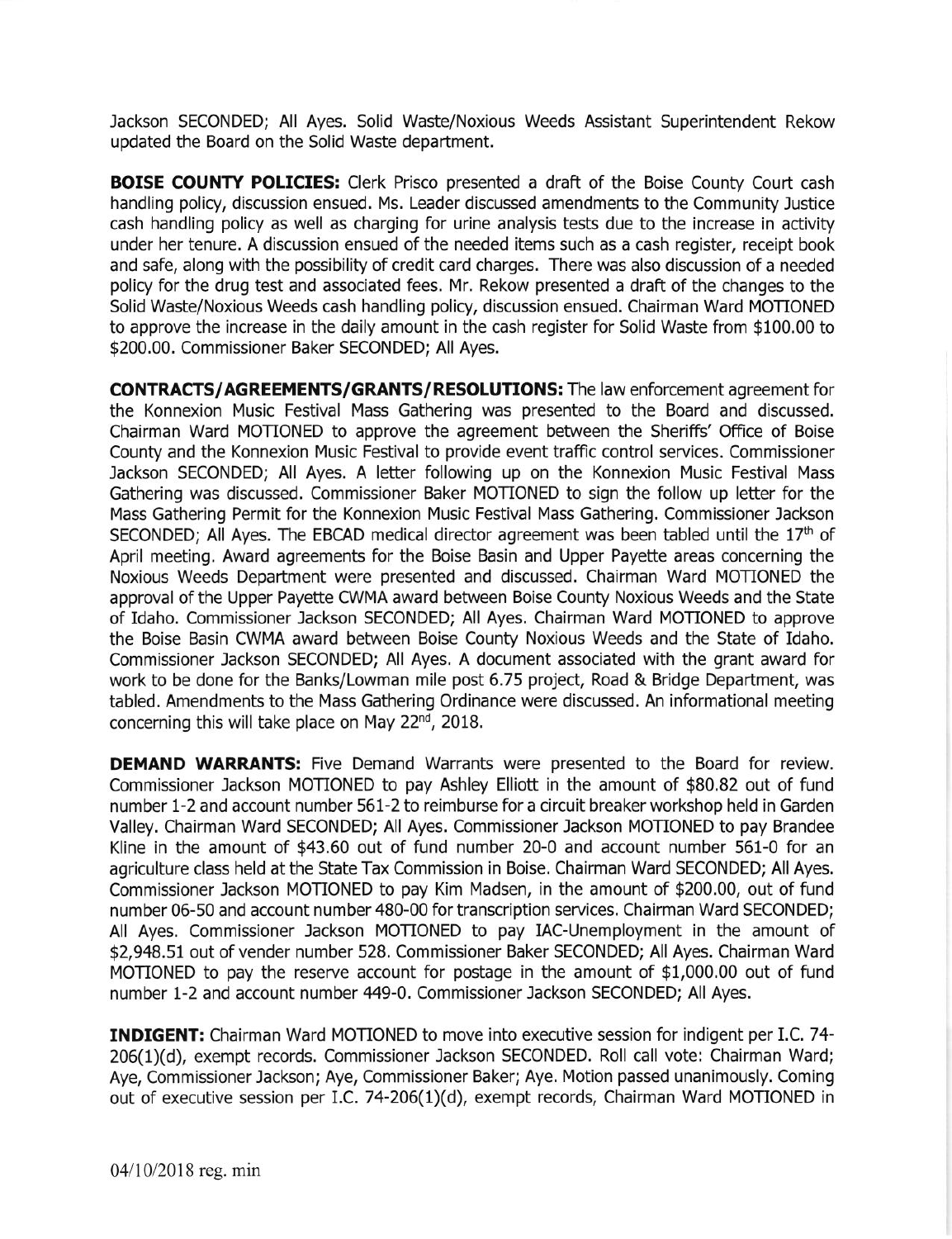Jackson SECONDED; All Ayes. Solid Waste/Noxious Weeds Assistant Superintendent Rekow updated the Board on the Solid Waste department.

**BOISE COUNTY POLICIES:** Clerk Prisco presented a draft of the Boise County Court cash handling policy, discussion ensued. Ms. Leader discussed amendments to the Community Justice cash handling policy as well as charging for urine analysis tests due to the increase in activity under her tenure. A discussion ensued of the needed items such as a cash register, receipt book and safe, along with the possibility of credit card charges. There was also discussion of a needed policy for the drug test and associated fees. Mr. Rekow presented a draft of the changes to the Solid Waste/Noxious Weeds cash handling policy, discussion ensued. Chairman Ward MOTIONED to approve the increase in the daily amount in the cash register for Solid Waste from $100.00 to $200.00. Commissioner Baker SECONDED; All Ayes.

**CONTRACTS/AGREEMENTS/GRANTS/RESOLUTIONS:** The law enforcement agreement for the Konnexion Music Festival Mass Gathering was presented to the Board and discussed. Chairman Ward MOTIONED to approve the agreement between the Sheriffs' Office of Boise County and the Konnexion Music Festival to provide event traffic control services. Commissioner Jackson SECONDED; All Ayes. A letter following up on the Konnexion Music Festival Mass Gathering was discussed. Commissioner Baker MOTIONED to sign the follow up letter for the Mass Gathering Permit for the Konnexion Music Festival Mass Gathering. Commissioner Jackson SECONDED; All Ayes. The EBCAD medical director agreement was been tabled until the 17th of April meeting. Award agreements for the Boise Basin and Upper Payette areas concerning the Noxious Weeds Department were presented and discussed. Chairman Ward MOTIONED the approval of the Upper Payette CWMA award between Boise County Noxious Weeds and the State of Idaho. Commissioner Jackson SECONDED; All Ayes. Chairman Ward MOTIONED to approve the Boise Basin CWMA award between Boise County Noxious Weeds and the State of Idaho. Commissioner Jackson SECONDED; All Ayes. A document associated with the grant award for work to be done for the Banks/Lowman mile post 6.75 project, Road & Bridge Department, was tabled. Amendments to the Mass Gathering Ordinance were discussed. An informational meeting concerning this will take place on May 22nd, 2018.

**DEMAND WARRANTS:** Five Demand Warrants were presented to the Board for review. Commissioner Jackson MOTIONED to pay Ashley Elliott in the amount of $80.82 out of fund number 1-2 and account number 561-2 to reimburse for a circuit breaker workshop held in Garden Valley. Chairman Ward SECONDED; All Ayes. Commissioner Jackson MOTIONED to pay Brandee Kline in the amount of $43.60 out of fund number 20-0 and account number 561-0 for an agriculture class held at the State Tax Commission in Boise. Chairman Ward SECONDED; All Ayes. Commissioner Jackson MOTIONED to pay Kim Madsen, in the amount of $200.00, out of fund number 06-50 and account number 480-00 for transcription services. Chairman Ward SECONDED; All Ayes. Commissioner Jackson MOTIONED to pay IAC-Unemployment in the amount of $2,948.51 out of vender number 528. Commissioner Baker SECONDED; All Ayes. Chairman Ward MOTIONED to pay the reserve account for postage in the amount of $1,000.00 out of fund number 1-2 and account number 449-0. Commissioner Jackson SECONDED; All Ayes.

**INDIGENT:** Chairman Ward MOTIONED to move into executive session for indigent per I.C. 74-206(1)(d), exempt records. Commissioner Jackson SECONDED. Roll call vote: Chairman Ward; Aye, Commissioner Jackson; Aye, Commissioner Baker; Aye. Motion passed unanimously. Coming out of executive session per I.C. 74-206(1)(d), exempt records, Chairman Ward MOTIONED in